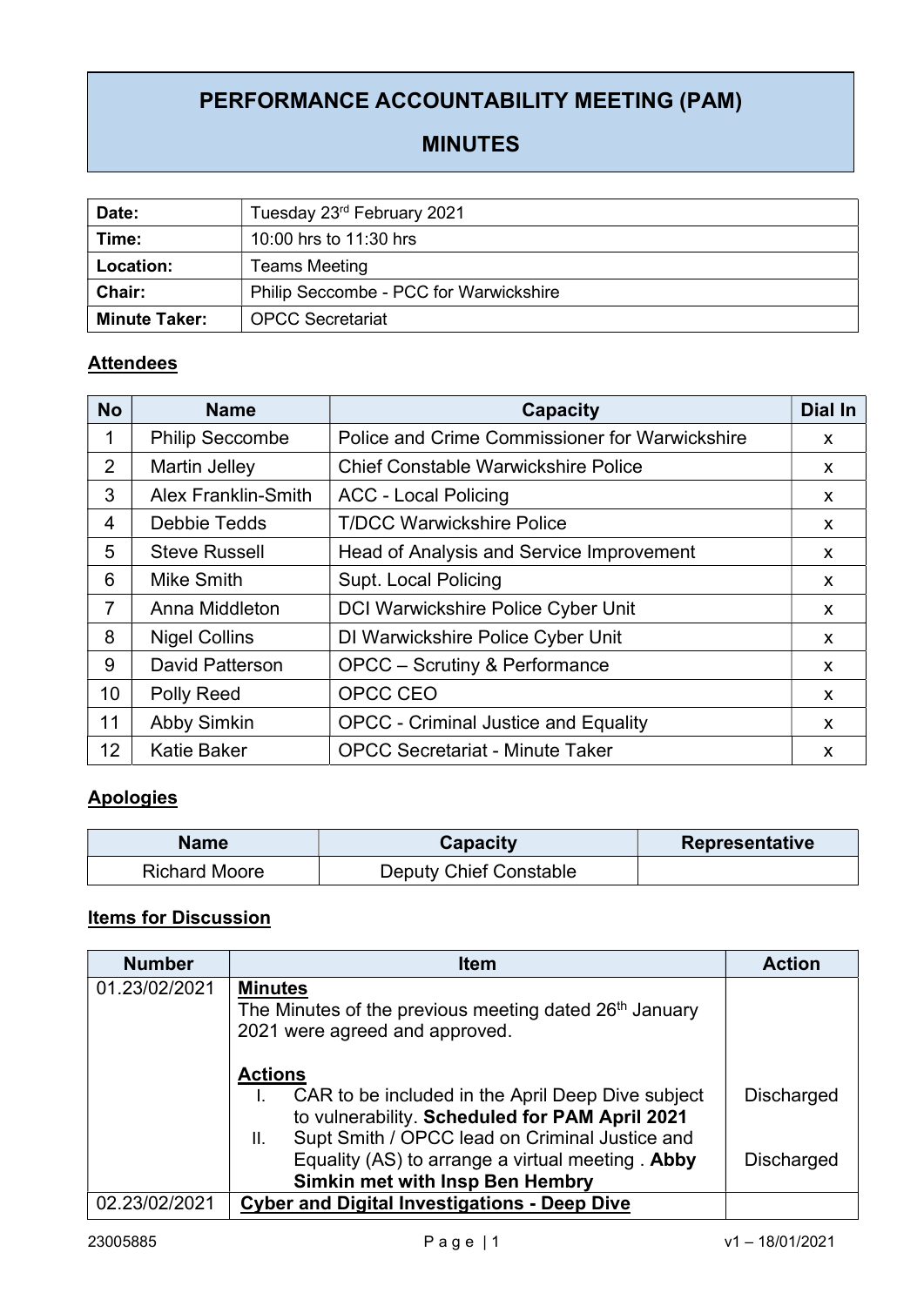# PERFORMANCE ACCOUNTABILITY MEETING (PAM)

## MINUTES

| | |
|---|---|
| **Date:** | Tuesday 23rd February 2021 |
| **Time:** | 10:00 hrs to 11:30 hrs |
| **Location:** | Teams Meeting |
| **Chair:** | Philip Seccombe - PCC for Warwickshire |
| **Minute Taker:** | OPCC Secretariat |

## Attendees

| No | Name | Capacity | Dial In |
|---|---|---|---|
| 1 | Philip Seccombe | Police and Crime Commissioner for Warwickshire | x |
| 2 | Martin Jelley | Chief Constable Warwickshire Police | x |
| 3 | Alex Franklin-Smith | ACC - Local Policing | x |
| 4 | Debbie Tedds | T/DCC Warwickshire Police | x |
| 5 | Steve Russell | Head of Analysis and Service Improvement | x |
| 6 | Mike Smith | Supt. Local Policing | x |
| 7 | Anna Middleton | DCI Warwickshire Police Cyber Unit | x |
| 8 | Nigel Collins | DI Warwickshire Police Cyber Unit | x |
| 9 | David Patterson | OPCC – Scrutiny & Performance | x |
| 10 | Polly Reed | OPCC CEO | x |
| 11 | Abby Simkin | OPCC - Criminal Justice and Equality | x |
| 12 | Katie Baker | OPCC Secretariat - Minute Taker | x |

## Apologies

| Name | Capacity | Representative |
|---|---|---|
| Richard Moore | Deputy Chief Constable | |

## Items for Discussion

| Number | Item | Action |
|---|---|---|
| 01.23/02/2021 | **Minutes**<br>The Minutes of the previous meeting dated 26th January 2021 were agreed and approved.<br><br>**Actions**<br>I. CAR to be included in the April Deep Dive subject to vulnerability. **Scheduled for PAM April 2021**<br>II. Supt Smith / OPCC lead on Criminal Justice and Equality (AS) to arrange a virtual meeting . **Abby Simkin met with Insp Ben Hembry** | <br><br><br><br>Discharged<br><br>Discharged |
| 02.23/02/2021 | **Cyber and Digital Investigations - Deep Dive** | |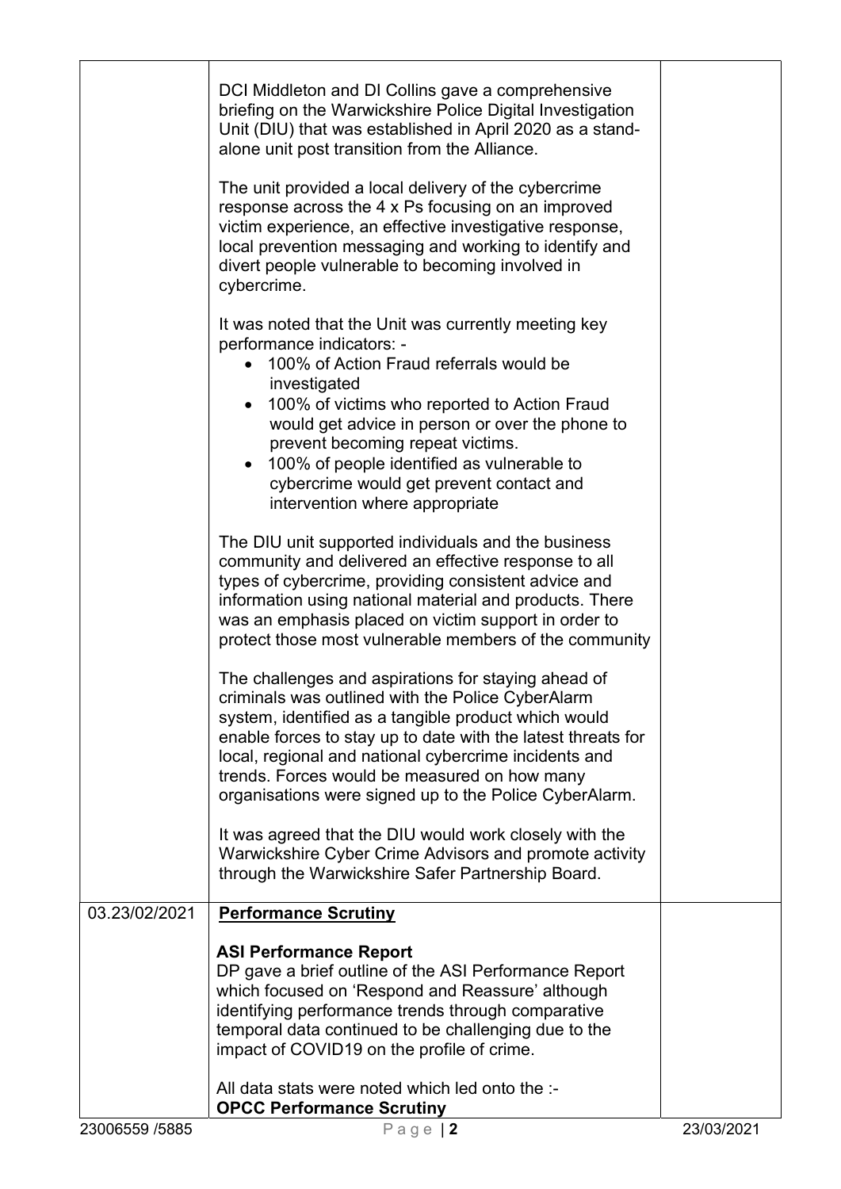| | | |
|---|---|---|
| | DCI Middleton and DI Collins gave a comprehensive briefing on the Warwickshire Police Digital Investigation Unit (DIU) that was established in April 2020 as a stand-alone unit post transition from the Alliance.<br><br>The unit provided a local delivery of the cybercrime response across the 4 x Ps focusing on an improved victim experience, an effective investigative response, local prevention messaging and working to identify and divert people vulnerable to becoming involved in cybercrime.<br><br>It was noted that the Unit was currently meeting key performance indicators: -<br>• 100% of Action Fraud referrals would be investigated<br>• 100% of victims who reported to Action Fraud would get advice in person or over the phone to prevent becoming repeat victims.<br>• 100% of people identified as vulnerable to cybercrime would get prevent contact and intervention where appropriate<br><br>The DIU unit supported individuals and the business community and delivered an effective response to all types of cybercrime, providing consistent advice and information using national material and products. There was an emphasis placed on victim support in order to protect those most vulnerable members of the community<br><br>The challenges and aspirations for staying ahead of criminals was outlined with the Police CyberAlarm system, identified as a tangible product which would enable forces to stay up to date with the latest threats for local, regional and national cybercrime incidents and trends. Forces would be measured on how many organisations were signed up to the Police CyberAlarm.<br><br>It was agreed that the DIU would work closely with the Warwickshire Cyber Crime Advisors and promote activity through the Warwickshire Safer Partnership Board. | |
| 03.23/02/2021 | **Performance Scrutiny**<br><br>**ASI Performance Report**<br>DP gave a brief outline of the ASI Performance Report which focused on 'Respond and Reassure' although identifying performance trends through comparative temporal data continued to be challenging due to the impact of COVID19 on the profile of crime.<br><br>All data stats were noted which led onto the :-<br>**OPCC Performance Scrutiny** | |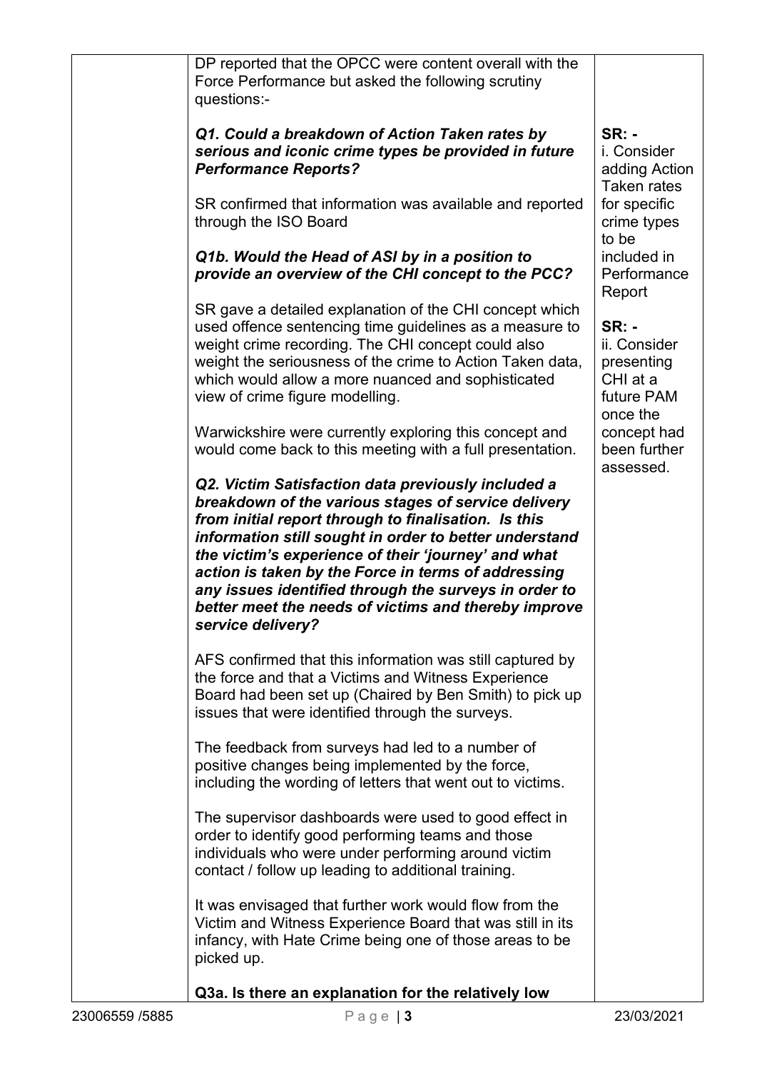| | | |
|---|---|---|
| | DP reported that the OPCC were content overall with the Force Performance but asked the following scrutiny questions:-<br><br>***Q1. Could a breakdown of Action Taken rates by serious and iconic crime types be provided in future Performance Reports?***<br><br>SR confirmed that information was available and reported through the ISO Board<br><br>***Q1b. Would the Head of ASI by in a position to provide an overview of the CHI concept to the PCC?***<br><br>SR gave a detailed explanation of the CHI concept which used offence sentencing time guidelines as a measure to weight crime recording. The CHI concept could also weight the seriousness of the crime to Action Taken data, which would allow a more nuanced and sophisticated view of crime figure modelling.<br><br>Warwickshire were currently exploring this concept and would come back to this meeting with a full presentation.<br><br>***Q2. Victim Satisfaction data previously included a breakdown of the various stages of service delivery from initial report through to finalisation. Is this information still sought in order to better understand the victim's experience of their 'journey' and what action is taken by the Force in terms of addressing any issues identified through the surveys in order to better meet the needs of victims and thereby improve service delivery?***<br><br>AFS confirmed that this information was still captured by the force and that a Victims and Witness Experience Board had been set up (Chaired by Ben Smith) to pick up issues that were identified through the surveys.<br><br>The feedback from surveys had led to a number of positive changes being implemented by the force, including the wording of letters that went out to victims.<br><br>The supervisor dashboards were used to good effect in order to identify good performing teams and those individuals who were under performing around victim contact / follow up leading to additional training.<br><br>It was envisaged that further work would flow from the Victim and Witness Experience Board that was still in its infancy, with Hate Crime being one of those areas to be picked up.<br><br>**Q3a. Is there an explanation for the relatively low** | **SR: -**<br>i. Consider adding Action Taken rates for specific crime types to be included in Performance Report<br><br>**SR: -**<br>ii. Consider presenting CHI at a future PAM once the concept had been further assessed. |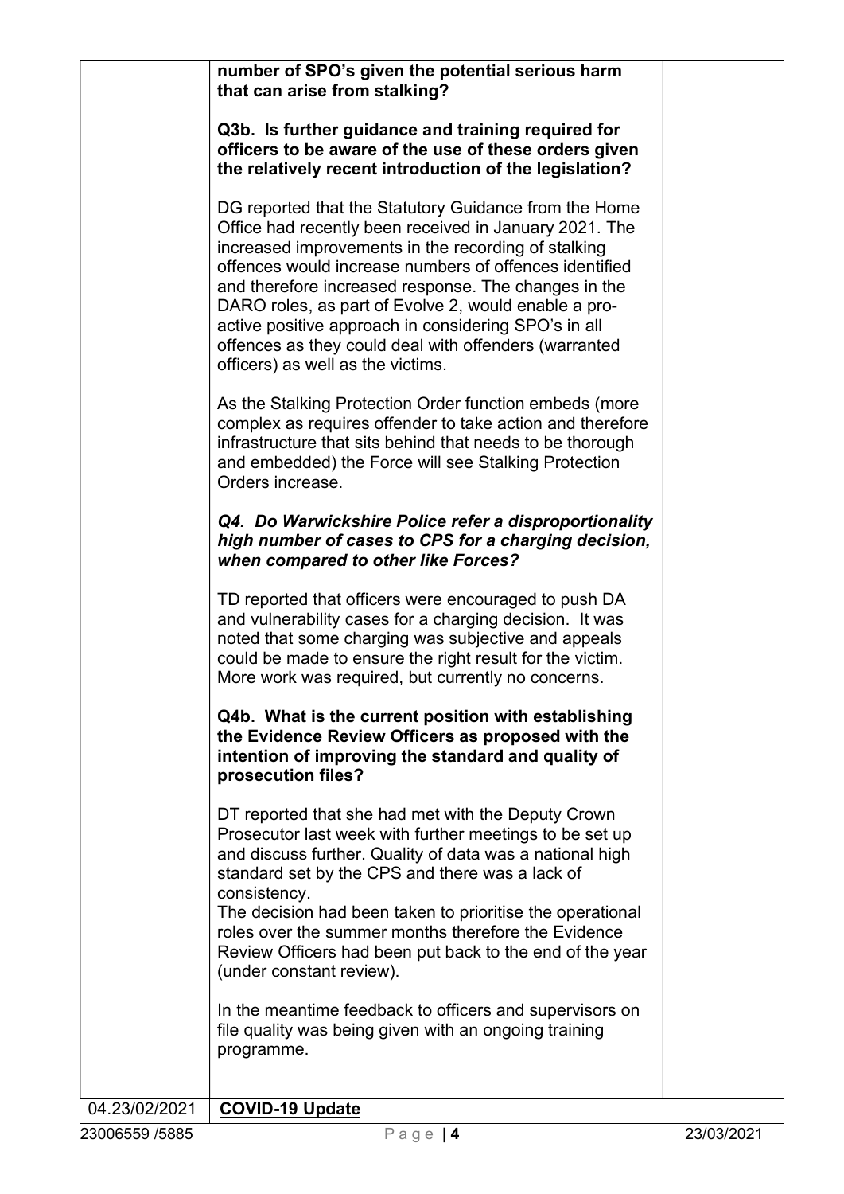| | | |
|---|---|---|
| | **number of SPO's given the potential serious harm that can arise from stalking?**<br><br>**Q3b. Is further guidance and training required for officers to be aware of the use of these orders given the relatively recent introduction of the legislation?**<br><br>DG reported that the Statutory Guidance from the Home Office had recently been received in January 2021. The increased improvements in the recording of stalking offences would increase numbers of offences identified and therefore increased response. The changes in the DARO roles, as part of Evolve 2, would enable a pro-active positive approach in considering SPO's in all offences as they could deal with offenders (warranted officers) as well as the victims.<br><br>As the Stalking Protection Order function embeds (more complex as requires offender to take action and therefore infrastructure that sits behind that needs to be thorough and embedded) the Force will see Stalking Protection Orders increase.<br><br>***Q4. Do Warwickshire Police refer a disproportionality high number of cases to CPS for a charging decision, when compared to other like Forces?***<br><br>TD reported that officers were encouraged to push DA and vulnerability cases for a charging decision. It was noted that some charging was subjective and appeals could be made to ensure the right result for the victim. More work was required, but currently no concerns.<br><br>**Q4b. What is the current position with establishing the Evidence Review Officers as proposed with the intention of improving the standard and quality of prosecution files?**<br><br>DT reported that she had met with the Deputy Crown Prosecutor last week with further meetings to be set up and discuss further. Quality of data was a national high standard set by the CPS and there was a lack of consistency.<br>The decision had been taken to prioritise the operational roles over the summer months therefore the Evidence Review Officers had been put back to the end of the year (under constant review).<br><br>In the meantime feedback to officers and supervisors on file quality was being given with an ongoing training programme. | |
| 04.23/02/2021 | **COVID-19 Update** | |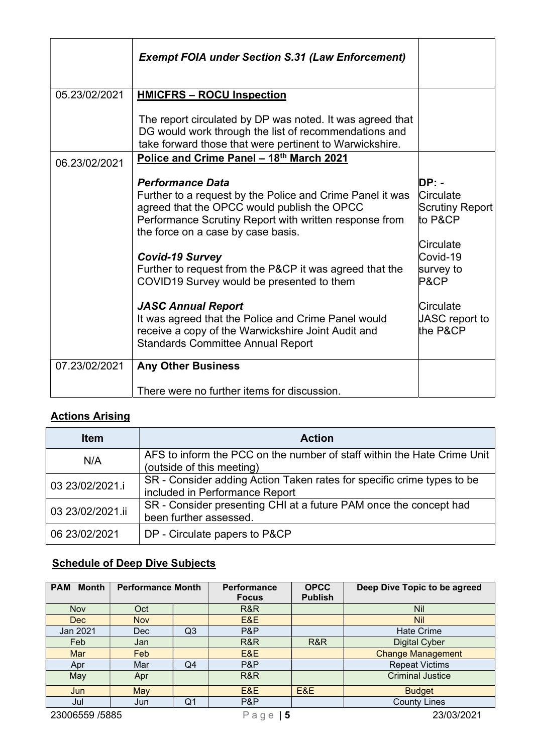| | | |
|---|---|---|
| | ***Exempt FOIA under Section S.31 (Law Enforcement)*** | |
| 05.23/02/2021 | **HMICFRS – ROCU Inspection**<br><br>The report circulated by DP was noted. It was agreed that DG would work through the list of recommendations and take forward those that were pertinent to Warwickshire. | |
| 06.23/02/2021 | **Police and Crime Panel – 18th March 2021**<br><br>***Performance Data***<br>Further to a request by the Police and Crime Panel it was agreed that the OPCC would publish the OPCC Performance Scrutiny Report with written response from the force on a case by case basis.<br><br>***Covid-19 Survey***<br>Further to request from the P&CP it was agreed that the COVID19 Survey would be presented to them<br><br>***JASC Annual Report***<br>It was agreed that the Police and Crime Panel would receive a copy of the Warwickshire Joint Audit and Standards Committee Annual Report | **DP: -**<br>Circulate Scrutiny Report to P&CP<br><br>Circulate Covid-19 survey to P&CP<br><br>Circulate JASC report to the P&CP |
| 07.23/02/2021 | **Any Other Business**<br><br>There were no further items for discussion. | |

## Actions Arising

| Item | Action |
|---|---|
| N/A | AFS to inform the PCC on the number of staff within the Hate Crime Unit (outside of this meeting) |
| 03 23/02/2021.i | SR - Consider adding Action Taken rates for specific crime types to be included in Performance Report |
| 03 23/02/2021.ii | SR - Consider presenting CHI at a future PAM once the concept had been further assessed. |
| 06 23/02/2021 | DP - Circulate papers to P&CP |

## Schedule of Deep Dive Subjects

| PAM Month | Performance Month | | Performance Focus | OPCC Publish | Deep Dive Topic to be agreed |
|---|---|---|---|---|---|
| Nov | Oct | | R&R | | Nil |
| Dec | Nov | | E&E | | Nil |
| Jan 2021 | Dec | Q3 | P&P | | Hate Crime |
| Feb | Jan | | R&R | R&R | Digital Cyber |
| Mar | Feb | | E&E | | Change Management |
| Apr | Mar | Q4 | P&P | | Repeat Victims |
| May | Apr | | R&R | | Criminal Justice |
| Jun | May | | E&E | E&E | Budget |
| Jul | Jun | Q1 | P&P | | County Lines |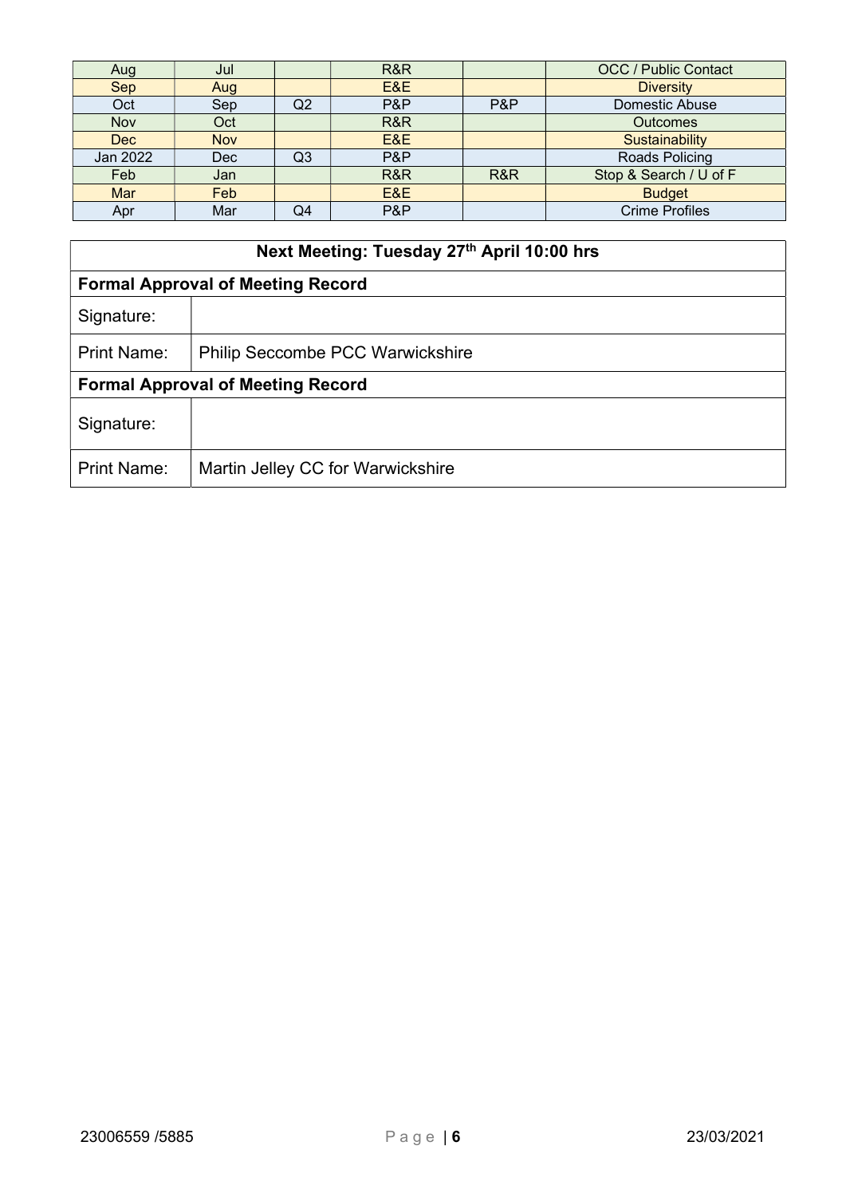| | | | | | |
|---|---|---|---|---|---|
| Aug | Jul | | R&R | | OCC / Public Contact |
| Sep | Aug | | E&E | | Diversity |
| Oct | Sep | Q2 | P&P | P&P | Domestic Abuse |
| Nov | Oct | | R&R | | Outcomes |
| Dec | Nov | | E&E | | Sustainability |
| Jan 2022 | Dec | Q3 | P&P | | Roads Policing |
| Feb | Jan | | R&R | R&R | Stop & Search / U of F |
| Mar | Feb | | E&E | | Budget |
| Apr | Mar | Q4 | P&P | | Crime Profiles |

| **Next Meeting: Tuesday 27th April 10:00 hrs** | |
|---|---|
| **Formal Approval of Meeting Record** | |
| Signature: | |
| Print Name: | Philip Seccombe PCC Warwickshire |
| **Formal Approval of Meeting Record** | |
| Signature: | |
| Print Name: | Martin Jelley CC for Warwickshire |

23006559 /5885 23/03/2021